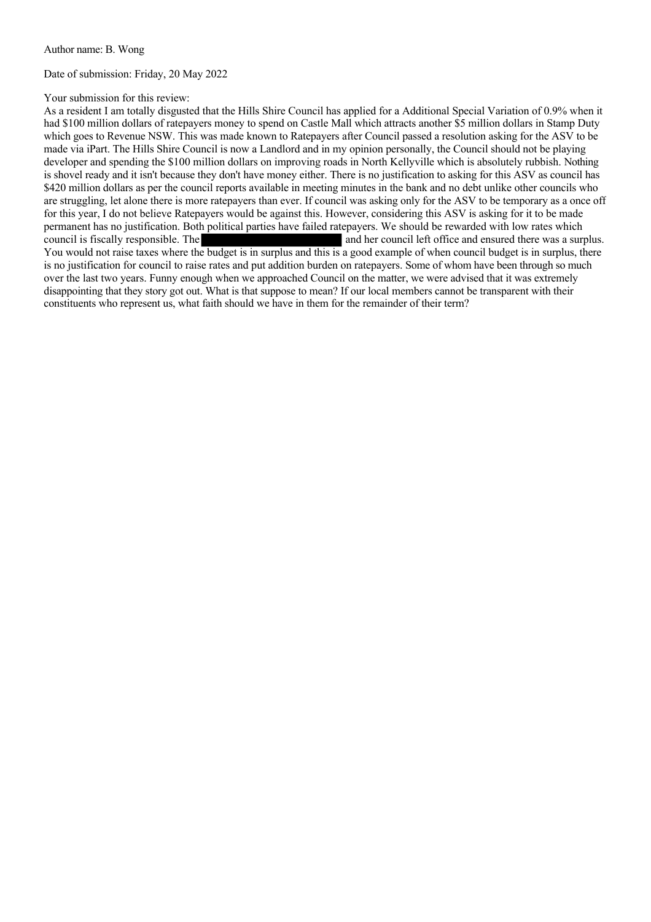Author name: B. Wong

Date of submission: Friday, 20 May 2022

Your submission for this review:

As a resident I am totally disgusted that the Hills Shire Council has applied for a Additional Special Variation of 0.9% when it had $100 million dollars of ratepayers money to spend on Castle Mall which attracts another $5 million dollars in Stamp Duty which goes to Revenue NSW. This was made known to Ratepayers after Council passed a resolution asking for the ASV to be made via iPart. The Hills Shire Council is now a Landlord and in my opinion personally, the Council should not be playing developer and spending the $100 million dollars on improving roads in North Kellyville which is absolutely rubbish. Nothing is shovel ready and it isn't because they don't have money either. There is no justification to asking for this ASV as council has $420 million dollars as per the council reports available in meeting minutes in the bank and no debt unlike other councils who are struggling, let alone there is more ratepayers than ever. If council was asking only for the ASV to be temporary as a once off for this year, I do not believe Ratepayers would be against this. However, considering this ASV is asking for it to be made permanent has no justification. Both political parties have failed ratepayers. We should be rewarded with low rates which council is fiscally responsible. The [REDACTED] and her council left office and ensured there was a surplus. You would not raise taxes where the budget is in surplus and this is a good example of when council budget is in surplus, there is no justification for council to raise rates and put addition burden on ratepayers. Some of whom have been through so much over the last two years. Funny enough when we approached Council on the matter, we were advised that it was extremely disappointing that they story got out. What is that suppose to mean? If our local members cannot be transparent with their constituents who represent us, what faith should we have in them for the remainder of their term?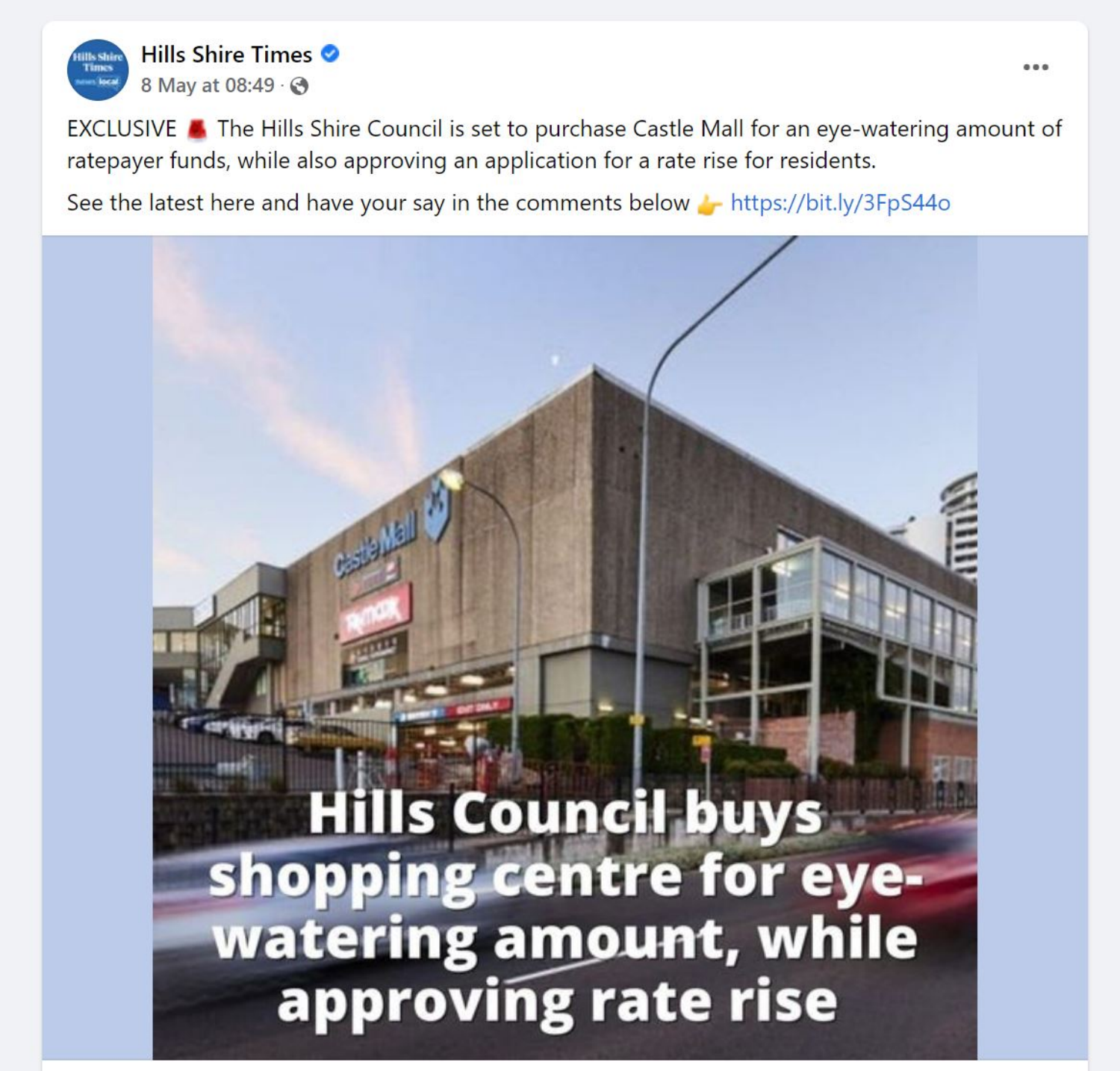**Hills Shire Times**
8 May at 08:49 ·

EXCLUSIVE 🚨 The Hills Shire Council is set to purchase Castle Mall for an eye-watering amount of ratepayer funds, while also approving an application for a rate rise for residents.

See the latest here and have your say in the comments below 👉 https://bit.ly/3FpS44o

**Hills Council buys shopping centre for eye-watering amount, while approving rate rise**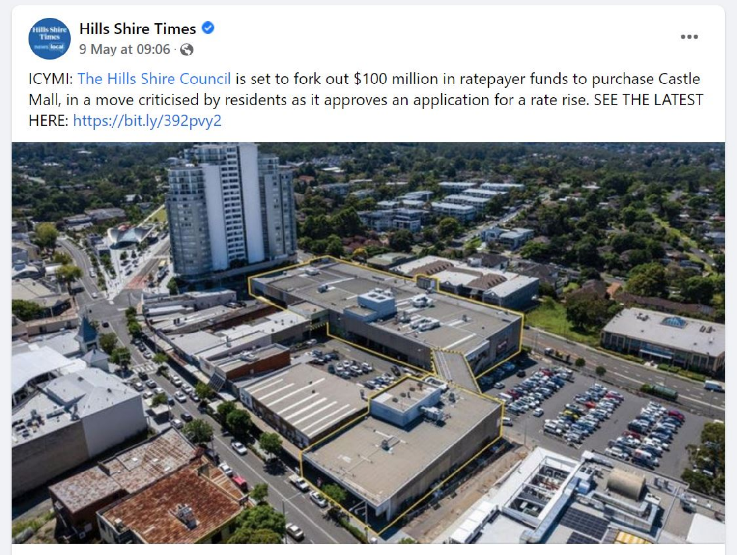Hills Shire Times

9 May at 09:06 ·

ICYMI: The Hills Shire Council is set to fork out $100 million in ratepayer funds to purchase Castle Mall, in a move criticised by residents as it approves an application for a rate rise. SEE THE LATEST HERE: https://bit.ly/392pvy2